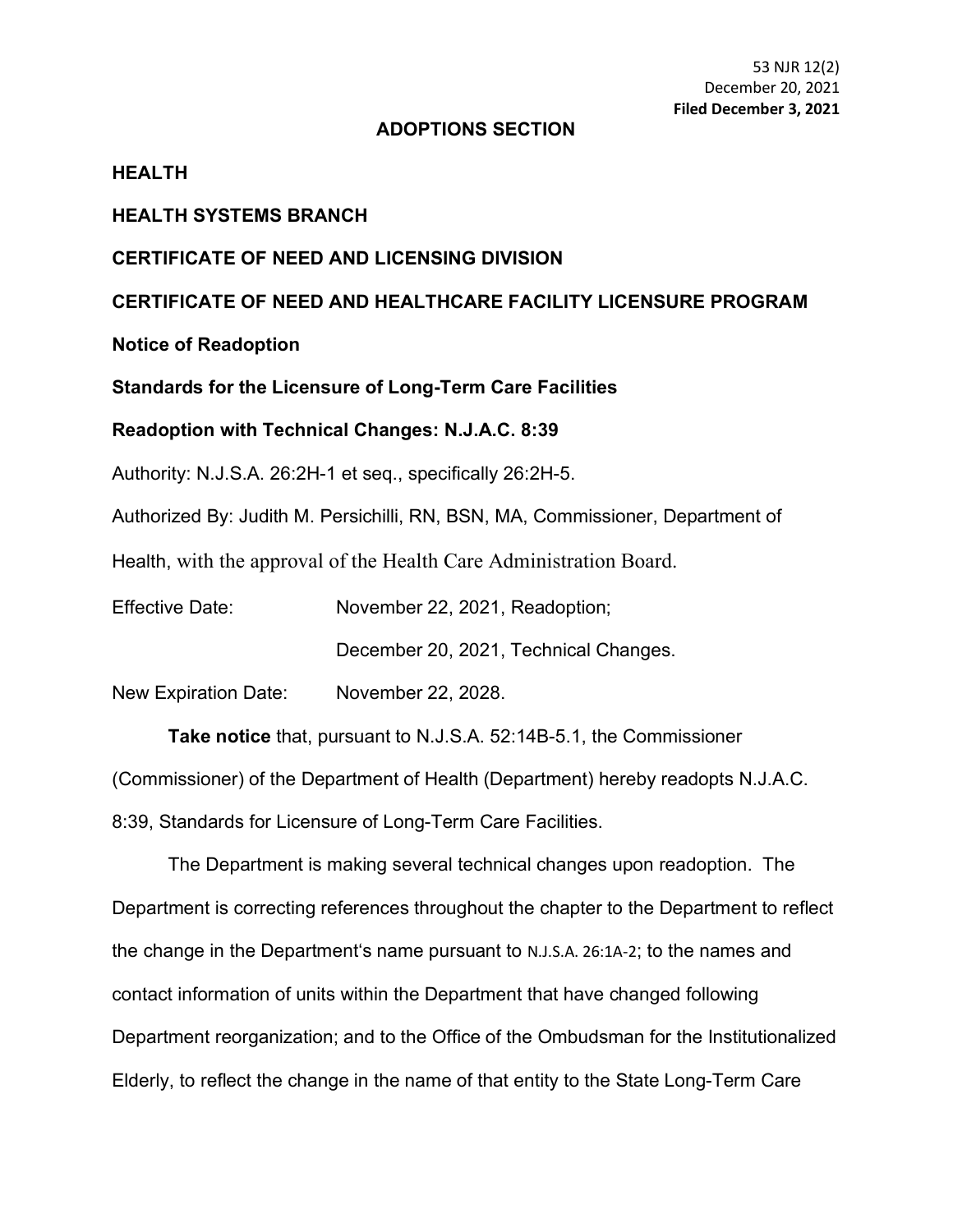53 NJR 12(2)
December 20, 2021
**Filed December 3, 2021**

## ADOPTIONS SECTION

**HEALTH**

**HEALTH SYSTEMS BRANCH**

**CERTIFICATE OF NEED AND LICENSING DIVISION**

**CERTIFICATE OF NEED AND HEALTHCARE FACILITY LICENSURE PROGRAM**

**Notice of Readoption**

**Standards for the Licensure of Long-Term Care Facilities**

**Readoption with Technical Changes: N.J.A.C. 8:39**

Authority: N.J.S.A. 26:2H-1 et seq., specifically 26:2H-5.

Authorized By: Judith M. Persichilli, RN, BSN, MA, Commissioner, Department of Health, with the approval of the Health Care Administration Board.

Effective Date: November 22, 2021, Readoption;

December 20, 2021, Technical Changes.

New Expiration Date: November 22, 2028.

**Take notice** that, pursuant to N.J.S.A. 52:14B-5.1, the Commissioner (Commissioner) of the Department of Health (Department) hereby readopts N.J.A.C. 8:39, Standards for Licensure of Long-Term Care Facilities.

The Department is making several technical changes upon readoption. The Department is correcting references throughout the chapter to the Department to reflect the change in the Department's name pursuant to N.J.S.A. 26:1A-2; to the names and contact information of units within the Department that have changed following Department reorganization; and to the Office of the Ombudsman for the Institutionalized Elderly, to reflect the change in the name of that entity to the State Long-Term Care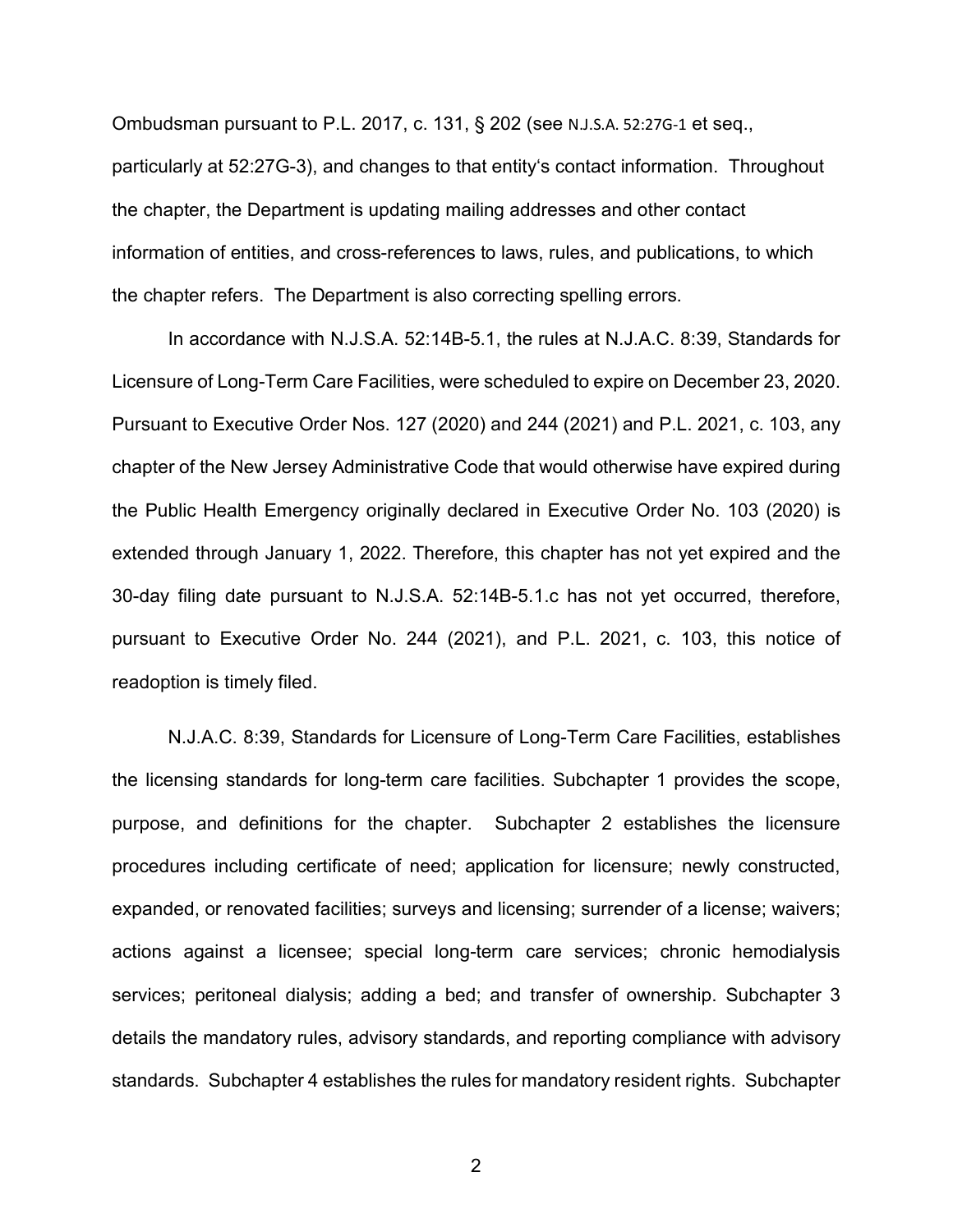Ombudsman pursuant to P.L. 2017, c. 131, § 202 (see N.J.S.A. 52:27G-1 et seq., particularly at 52:27G-3), and changes to that entity's contact information. Throughout the chapter, the Department is updating mailing addresses and other contact information of entities, and cross-references to laws, rules, and publications, to which the chapter refers. The Department is also correcting spelling errors.

In accordance with N.J.S.A. 52:14B-5.1, the rules at N.J.A.C. 8:39, Standards for Licensure of Long-Term Care Facilities, were scheduled to expire on December 23, 2020. Pursuant to Executive Order Nos. 127 (2020) and 244 (2021) and P.L. 2021, c. 103, any chapter of the New Jersey Administrative Code that would otherwise have expired during the Public Health Emergency originally declared in Executive Order No. 103 (2020) is extended through January 1, 2022. Therefore, this chapter has not yet expired and the 30-day filing date pursuant to N.J.S.A. 52:14B-5.1.c has not yet occurred, therefore, pursuant to Executive Order No. 244 (2021), and P.L. 2021, c. 103, this notice of readoption is timely filed.

N.J.A.C. 8:39, Standards for Licensure of Long-Term Care Facilities, establishes the licensing standards for long-term care facilities. Subchapter 1 provides the scope, purpose, and definitions for the chapter. Subchapter 2 establishes the licensure procedures including certificate of need; application for licensure; newly constructed, expanded, or renovated facilities; surveys and licensing; surrender of a license; waivers; actions against a licensee; special long-term care services; chronic hemodialysis services; peritoneal dialysis; adding a bed; and transfer of ownership. Subchapter 3 details the mandatory rules, advisory standards, and reporting compliance with advisory standards. Subchapter 4 establishes the rules for mandatory resident rights. Subchapter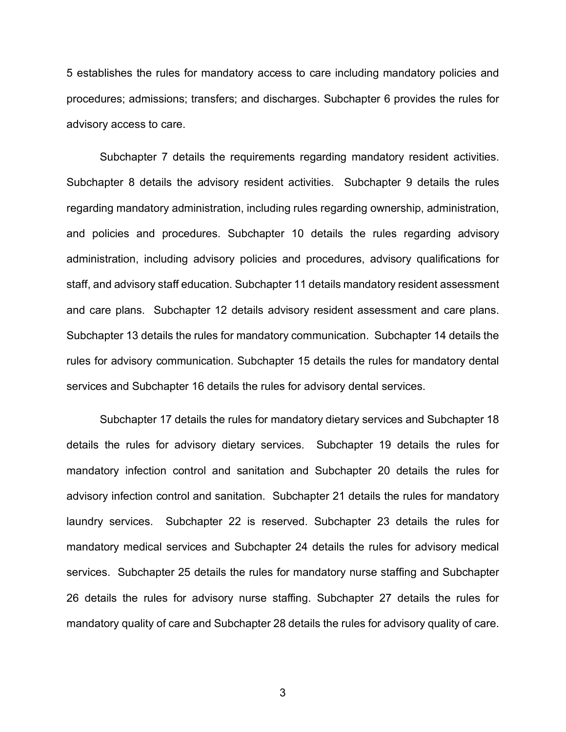5 establishes the rules for mandatory access to care including mandatory policies and procedures; admissions; transfers; and discharges. Subchapter 6 provides the rules for advisory access to care.

Subchapter 7 details the requirements regarding mandatory resident activities. Subchapter 8 details the advisory resident activities. Subchapter 9 details the rules regarding mandatory administration, including rules regarding ownership, administration, and policies and procedures. Subchapter 10 details the rules regarding advisory administration, including advisory policies and procedures, advisory qualifications for staff, and advisory staff education. Subchapter 11 details mandatory resident assessment and care plans. Subchapter 12 details advisory resident assessment and care plans. Subchapter 13 details the rules for mandatory communication. Subchapter 14 details the rules for advisory communication. Subchapter 15 details the rules for mandatory dental services and Subchapter 16 details the rules for advisory dental services.

Subchapter 17 details the rules for mandatory dietary services and Subchapter 18 details the rules for advisory dietary services. Subchapter 19 details the rules for mandatory infection control and sanitation and Subchapter 20 details the rules for advisory infection control and sanitation. Subchapter 21 details the rules for mandatory laundry services. Subchapter 22 is reserved. Subchapter 23 details the rules for mandatory medical services and Subchapter 24 details the rules for advisory medical services. Subchapter 25 details the rules for mandatory nurse staffing and Subchapter 26 details the rules for advisory nurse staffing. Subchapter 27 details the rules for mandatory quality of care and Subchapter 28 details the rules for advisory quality of care.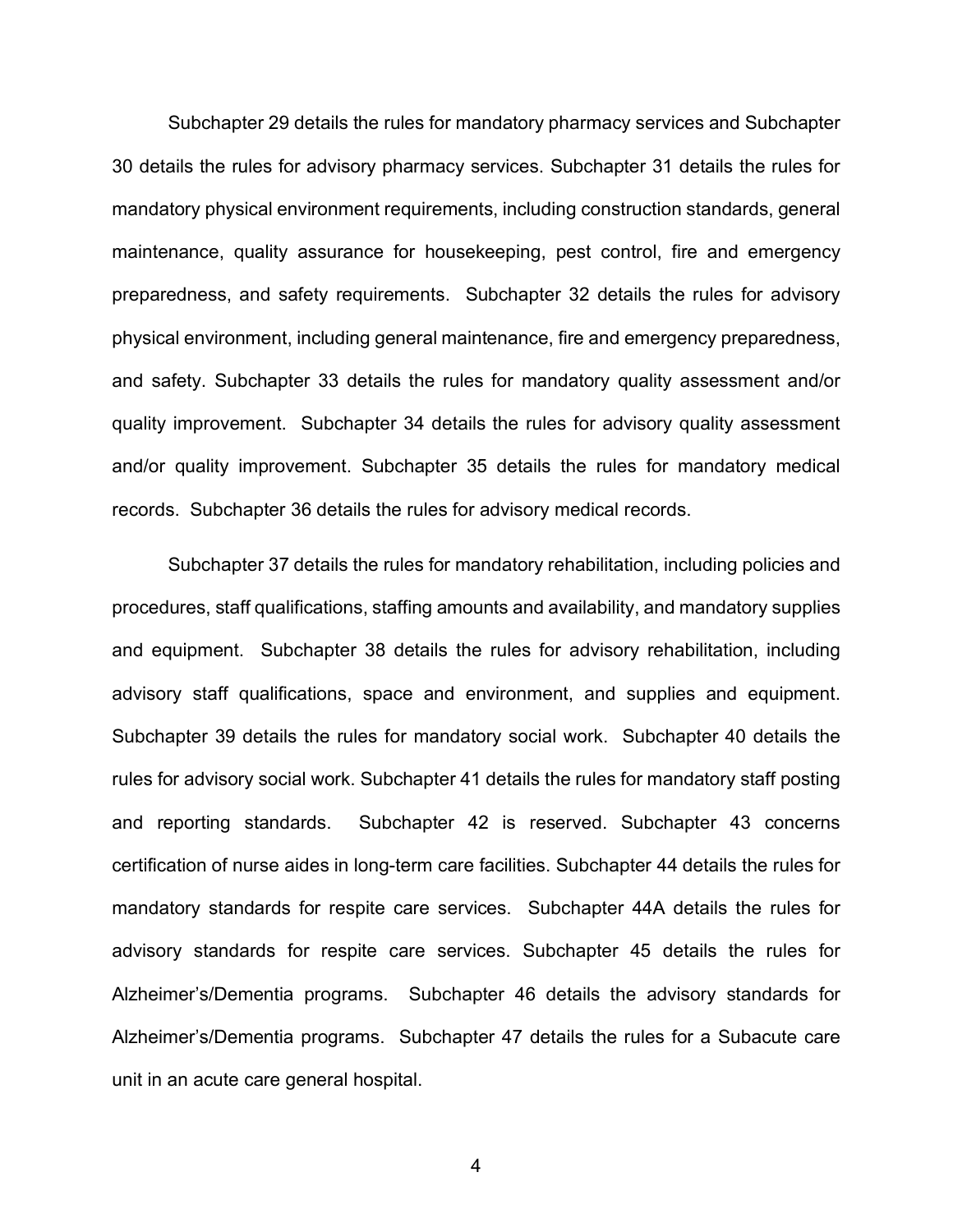Subchapter 29 details the rules for mandatory pharmacy services and Subchapter 30 details the rules for advisory pharmacy services. Subchapter 31 details the rules for mandatory physical environment requirements, including construction standards, general maintenance, quality assurance for housekeeping, pest control, fire and emergency preparedness, and safety requirements. Subchapter 32 details the rules for advisory physical environment, including general maintenance, fire and emergency preparedness, and safety. Subchapter 33 details the rules for mandatory quality assessment and/or quality improvement. Subchapter 34 details the rules for advisory quality assessment and/or quality improvement. Subchapter 35 details the rules for mandatory medical records. Subchapter 36 details the rules for advisory medical records.

Subchapter 37 details the rules for mandatory rehabilitation, including policies and procedures, staff qualifications, staffing amounts and availability, and mandatory supplies and equipment. Subchapter 38 details the rules for advisory rehabilitation, including advisory staff qualifications, space and environment, and supplies and equipment. Subchapter 39 details the rules for mandatory social work. Subchapter 40 details the rules for advisory social work. Subchapter 41 details the rules for mandatory staff posting and reporting standards. Subchapter 42 is reserved. Subchapter 43 concerns certification of nurse aides in long-term care facilities. Subchapter 44 details the rules for mandatory standards for respite care services. Subchapter 44A details the rules for advisory standards for respite care services. Subchapter 45 details the rules for Alzheimer's/Dementia programs. Subchapter 46 details the advisory standards for Alzheimer's/Dementia programs. Subchapter 47 details the rules for a Subacute care unit in an acute care general hospital.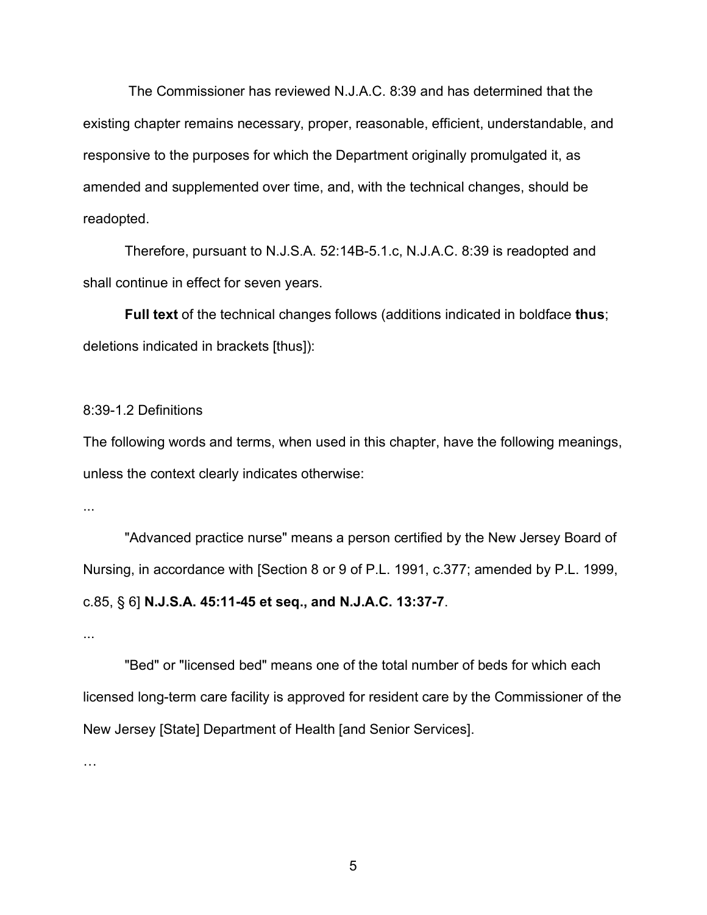The Commissioner has reviewed N.J.A.C. 8:39 and has determined that the existing chapter remains necessary, proper, reasonable, efficient, understandable, and responsive to the purposes for which the Department originally promulgated it, as amended and supplemented over time, and, with the technical changes, should be readopted.

Therefore, pursuant to N.J.S.A. 52:14B-5.1.c, N.J.A.C. 8:39 is readopted and shall continue in effect for seven years.

**Full text** of the technical changes follows (additions indicated in boldface **thus**; deletions indicated in brackets [thus]):

8:39-1.2 Definitions

The following words and terms, when used in this chapter, have the following meanings, unless the context clearly indicates otherwise:

...

"Advanced practice nurse" means a person certified by the New Jersey Board of Nursing, in accordance with [Section 8 or 9 of P.L. 1991, c.377; amended by P.L. 1999, c.85, § 6] **N.J.S.A. 45:11-45 et seq., and N.J.A.C. 13:37-7**.

...

"Bed" or "licensed bed" means one of the total number of beds for which each licensed long-term care facility is approved for resident care by the Commissioner of the New Jersey [State] Department of Health [and Senior Services].

…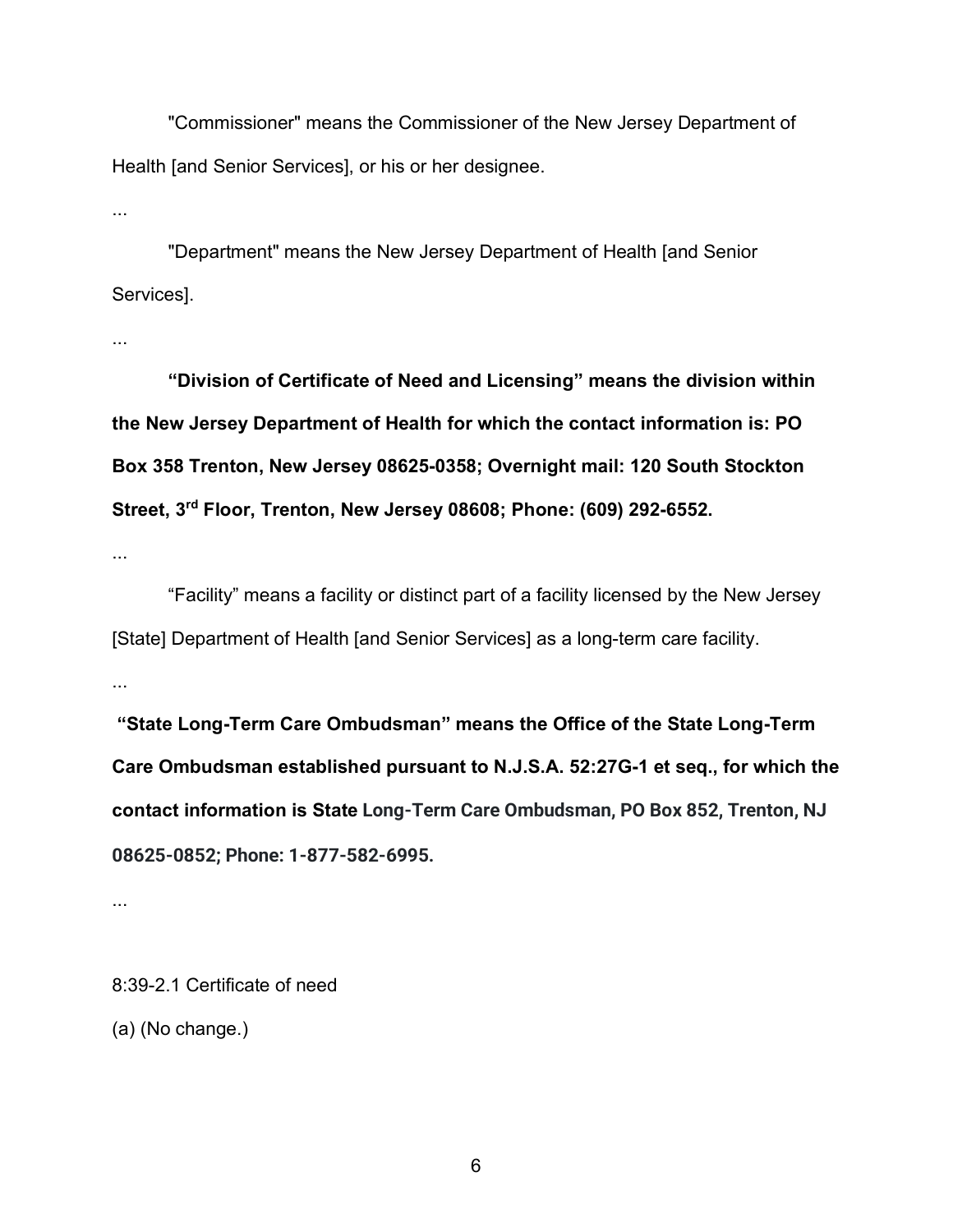"Commissioner" means the Commissioner of the New Jersey Department of Health [and Senior Services], or his or her designee.

...

"Department" means the New Jersey Department of Health [and Senior Services].

...

**"Division of Certificate of Need and Licensing" means the division within the New Jersey Department of Health for which the contact information is: PO Box 358 Trenton, New Jersey 08625-0358; Overnight mail: 120 South Stockton Street, 3rd Floor, Trenton, New Jersey 08608; Phone: (609) 292-6552.**

...

"Facility" means a facility or distinct part of a facility licensed by the New Jersey [State] Department of Health [and Senior Services] as a long-term care facility.

...

**"State Long-Term Care Ombudsman" means the Office of the State Long-Term Care Ombudsman established pursuant to N.J.S.A. 52:27G-1 et seq., for which the contact information is State Long-Term Care Ombudsman, PO Box 852, Trenton, NJ 08625-0852; Phone: 1-877-582-6995.**

...

8:39-2.1 Certificate of need

(a) (No change.)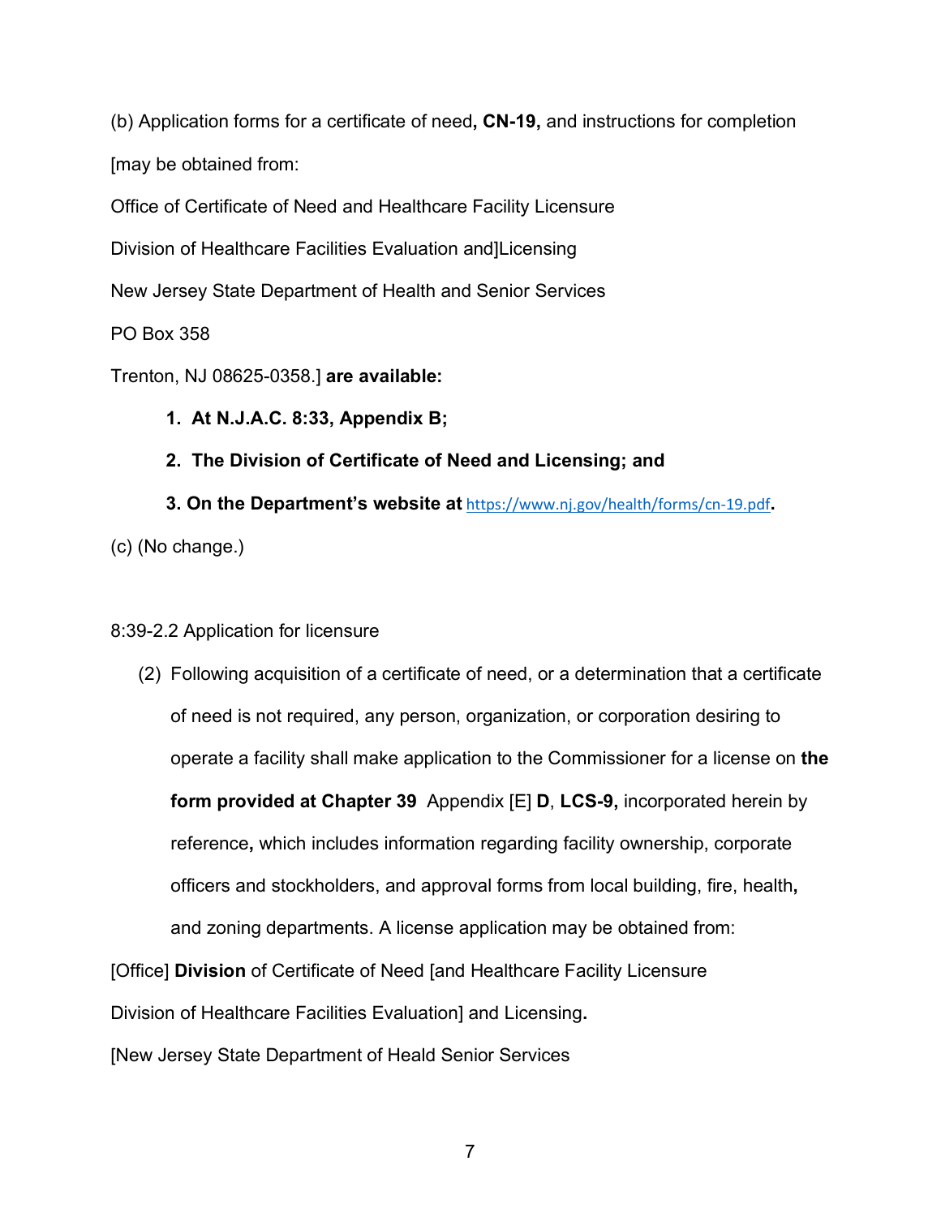(b) Application forms for a certificate of need**, CN-19,** and instructions for completion

[may be obtained from:

Office of Certificate of Need and Healthcare Facility Licensure

Division of Healthcare Facilities Evaluation and]Licensing

New Jersey State Department of Health and Senior Services

PO Box 358

Trenton, NJ 08625-0358.] **are available:**

1. **At N.J.A.C. 8:33, Appendix B;**
2. **The Division of Certificate of Need and Licensing; and**
3. **On the Department's website at** https://www.nj.gov/health/forms/cn-19.pdf**.**

(c) (No change.)

8:39-2.2 Application for licensure

(2) Following acquisition of a certificate of need, or a determination that a certificate of need is not required, any person, organization, or corporation desiring to operate a facility shall make application to the Commissioner for a license on **the form provided at Chapter 39** Appendix [E] **D**, **LCS-9,** incorporated herein by reference**,** which includes information regarding facility ownership, corporate officers and stockholders, and approval forms from local building, fire, health**,** and zoning departments. A license application may be obtained from:

[Office] **Division** of Certificate of Need [and Healthcare Facility Licensure

Division of Healthcare Facilities Evaluation] and Licensing**.**

[New Jersey State Department of Heald Senior Services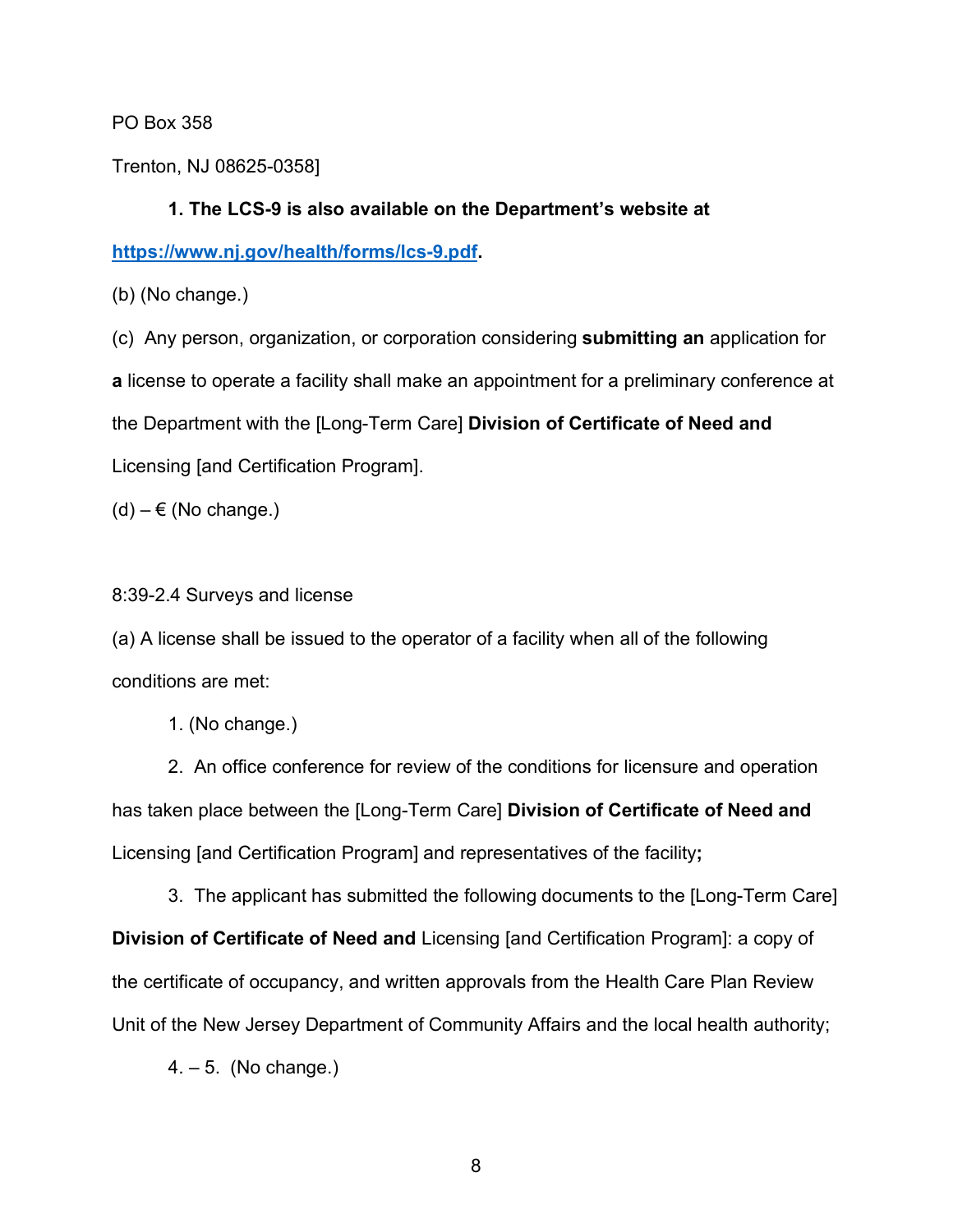PO Box 358

Trenton, NJ 08625-0358]

**1. The LCS-9 is also available on the Department's website at [https://www.nj.gov/health/forms/lcs-9.pdf](https://www.nj.gov/health/forms/lcs-9.pdf).**

(b) (No change.)

(c) Any person, organization, or corporation considering **submitting an** application for **a** license to operate a facility shall make an appointment for a preliminary conference at the Department with the [Long-Term Care] **Division of Certificate of Need and** Licensing [and Certification Program].

(d) – € (No change.)

8:39-2.4 Surveys and license

(a) A license shall be issued to the operator of a facility when all of the following conditions are met:

1. (No change.)

2. An office conference for review of the conditions for licensure and operation has taken place between the [Long-Term Care] **Division of Certificate of Need and** Licensing [and Certification Program] and representatives of the facility**;**

3. The applicant has submitted the following documents to the [Long-Term Care] **Division of Certificate of Need and** Licensing [and Certification Program]: a copy of the certificate of occupancy, and written approvals from the Health Care Plan Review Unit of the New Jersey Department of Community Affairs and the local health authority;

4. – 5. (No change.)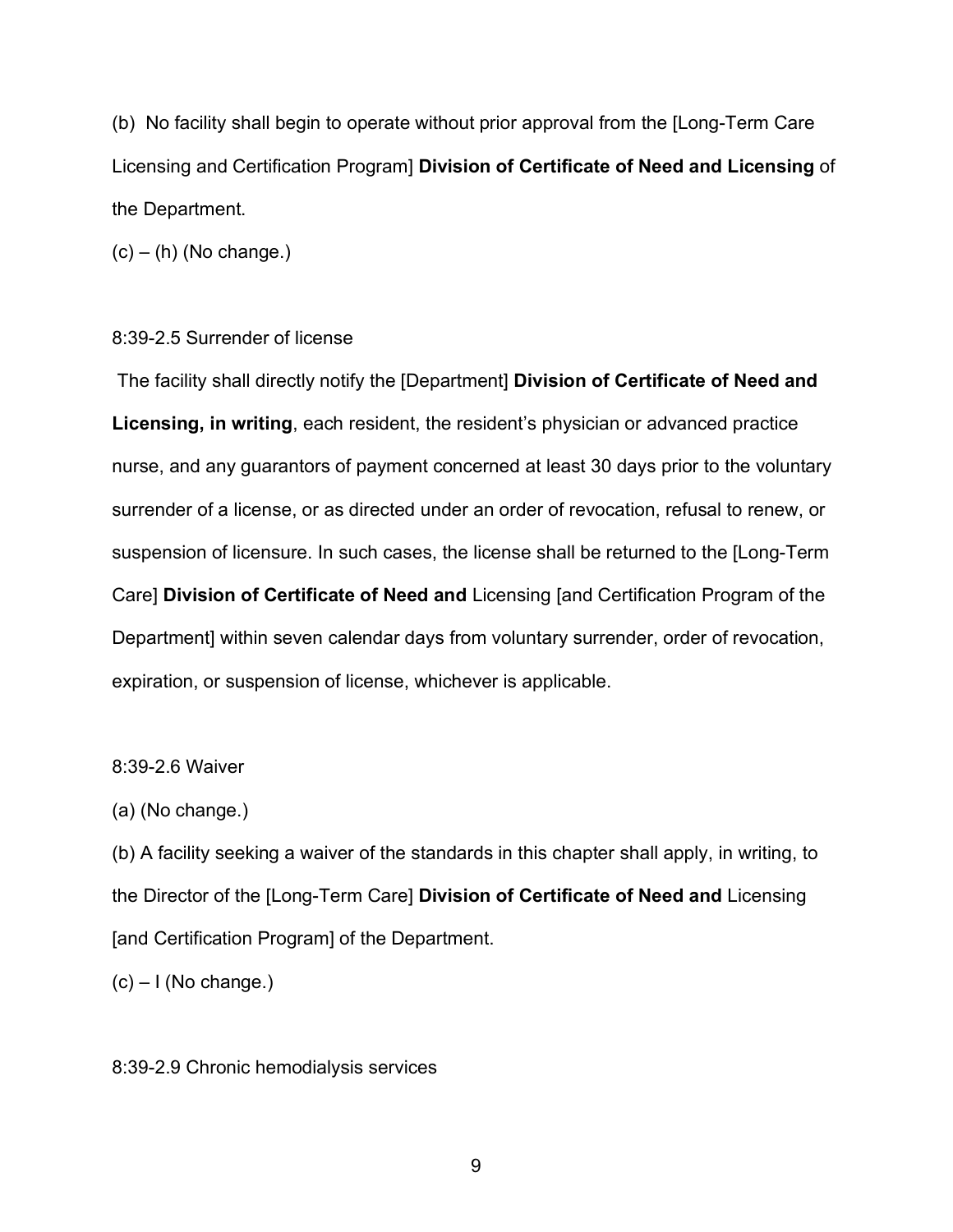(b) No facility shall begin to operate without prior approval from the [Long-Term Care Licensing and Certification Program] **Division of Certificate of Need and Licensing** of the Department.

(c) – (h) (No change.)

8:39-2.5 Surrender of license

The facility shall directly notify the [Department] **Division of Certificate of Need and Licensing, in writing**, each resident, the resident's physician or advanced practice nurse, and any guarantors of payment concerned at least 30 days prior to the voluntary surrender of a license, or as directed under an order of revocation, refusal to renew, or suspension of licensure. In such cases, the license shall be returned to the [Long-Term Care] **Division of Certificate of Need and** Licensing [and Certification Program of the Department] within seven calendar days from voluntary surrender, order of revocation, expiration, or suspension of license, whichever is applicable.

8:39-2.6 Waiver

(a) (No change.)

(b) A facility seeking a waiver of the standards in this chapter shall apply, in writing, to the Director of the [Long-Term Care] **Division of Certificate of Need and** Licensing [and Certification Program] of the Department.

(c) – I (No change.)

8:39-2.9 Chronic hemodialysis services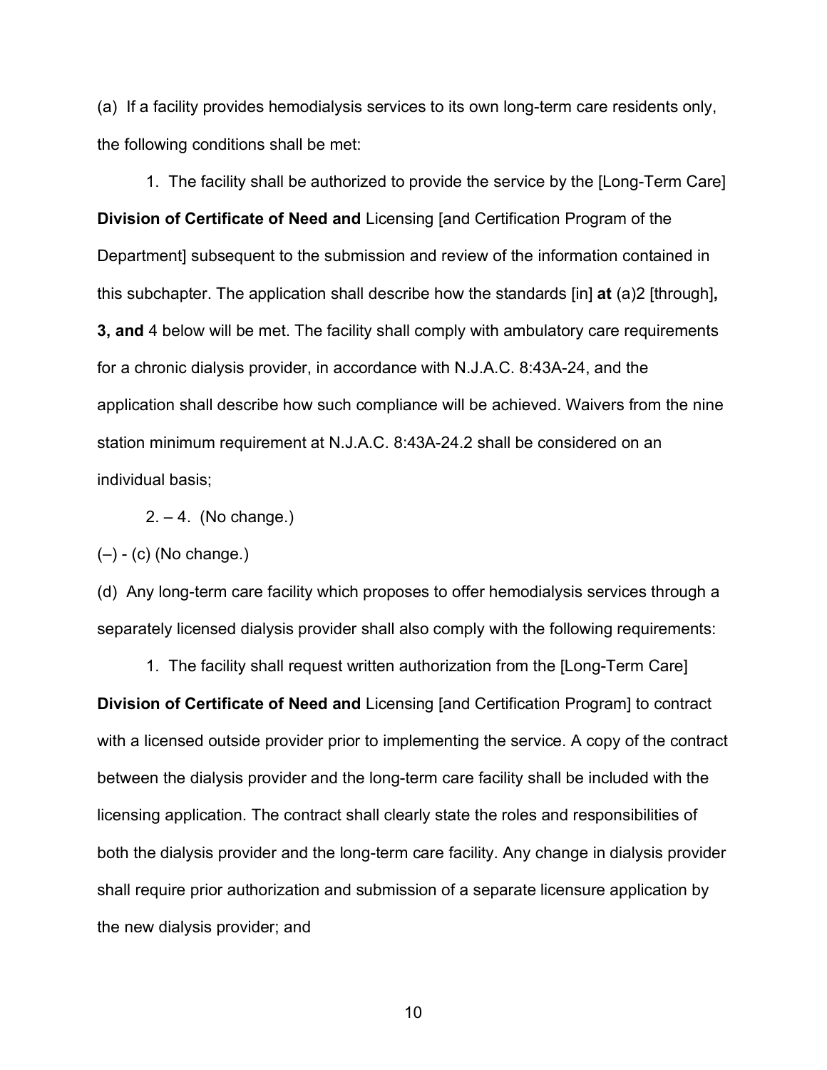(a) If a facility provides hemodialysis services to its own long-term care residents only, the following conditions shall be met:

1. The facility shall be authorized to provide the service by the [Long-Term Care] **Division of Certificate of Need and** Licensing [and Certification Program of the Department] subsequent to the submission and review of the information contained in this subchapter. The application shall describe how the standards [in] **at** (a)2 [through]**, 3, and** 4 below will be met. The facility shall comply with ambulatory care requirements for a chronic dialysis provider, in accordance with N.J.A.C. 8:43A-24, and the application shall describe how such compliance will be achieved. Waivers from the nine station minimum requirement at N.J.A.C. 8:43A-24.2 shall be considered on an individual basis;

2. – 4. (No change.)

(–) - (c) (No change.)

(d) Any long-term care facility which proposes to offer hemodialysis services through a separately licensed dialysis provider shall also comply with the following requirements:

1. The facility shall request written authorization from the [Long-Term Care] **Division of Certificate of Need and** Licensing [and Certification Program] to contract with a licensed outside provider prior to implementing the service. A copy of the contract between the dialysis provider and the long-term care facility shall be included with the licensing application. The contract shall clearly state the roles and responsibilities of both the dialysis provider and the long-term care facility. Any change in dialysis provider shall require prior authorization and submission of a separate licensure application by the new dialysis provider; and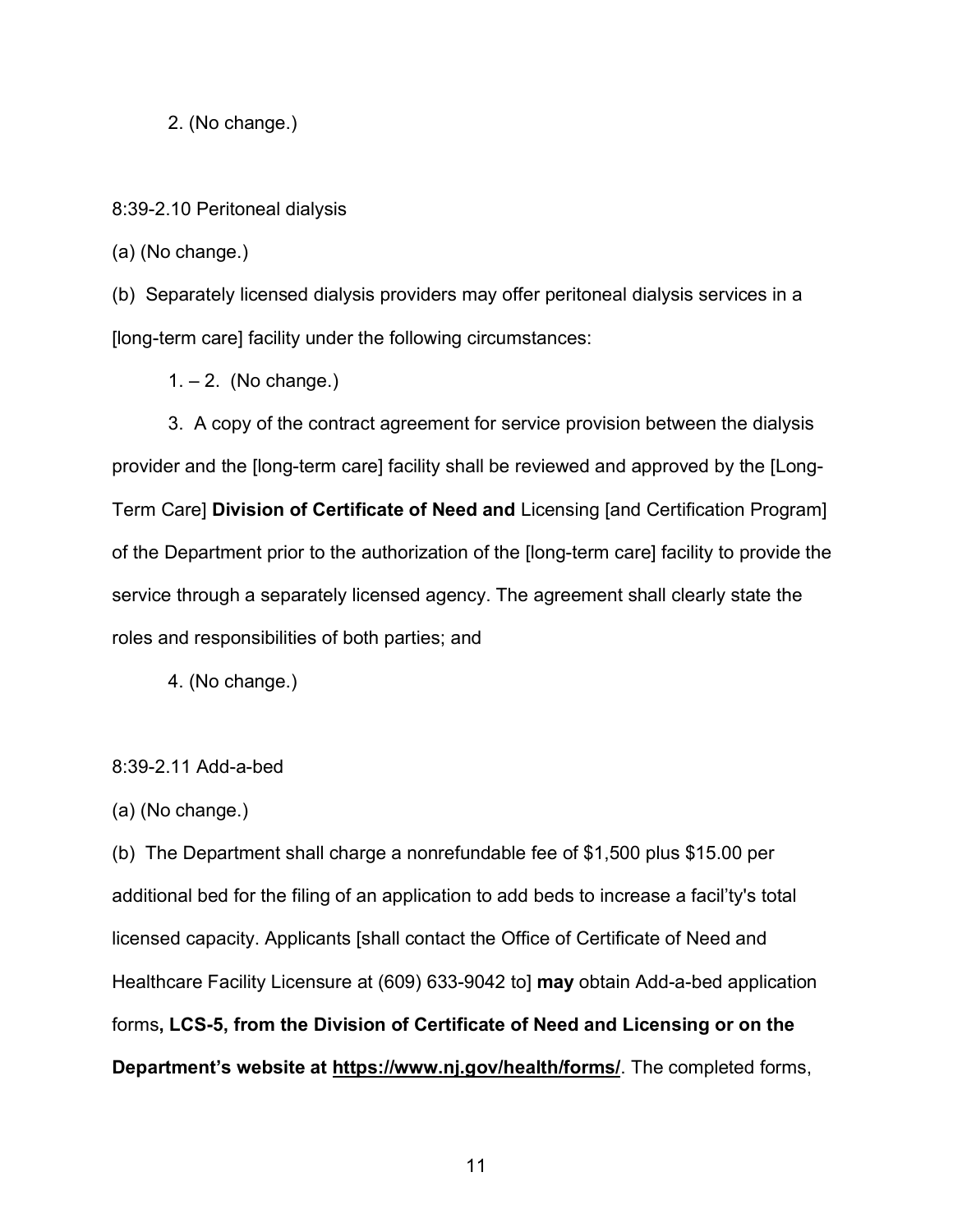2. (No change.)

8:39-2.10 Peritoneal dialysis

(a) (No change.)

(b) Separately licensed dialysis providers may offer peritoneal dialysis services in a [long-term care] facility under the following circumstances:

1. – 2. (No change.)

3. A copy of the contract agreement for service provision between the dialysis provider and the [long-term care] facility shall be reviewed and approved by the [Long-Term Care] **Division of Certificate of Need and** Licensing [and Certification Program] of the Department prior to the authorization of the [long-term care] facility to provide the service through a separately licensed agency. The agreement shall clearly state the roles and responsibilities of both parties; and

4. (No change.)

8:39-2.11 Add-a-bed

(a) (No change.)

(b) The Department shall charge a nonrefundable fee of $1,500 plus $15.00 per additional bed for the filing of an application to add beds to increase a facil'ty's total licensed capacity. Applicants [shall contact the Office of Certificate of Need and Healthcare Facility Licensure at (609) 633-9042 to] **may** obtain Add-a-bed application forms**, LCS-5, from the Division of Certificate of Need and Licensing or on the Department's website at <u>https://www.nj.gov/health/forms/</u>**. The completed forms,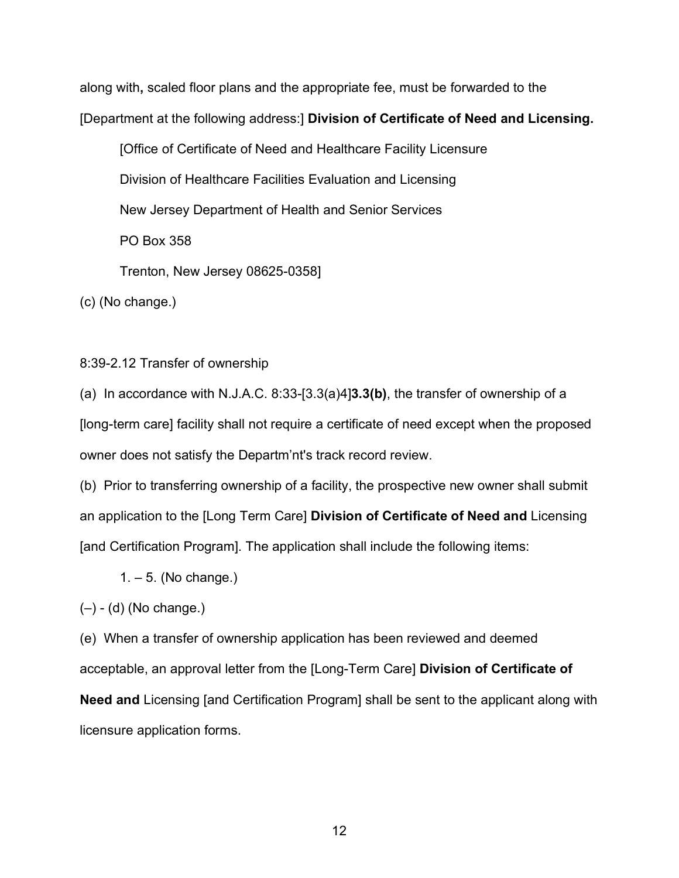along with**,** scaled floor plans and the appropriate fee, must be forwarded to the [Department at the following address:] **Division of Certificate of Need and Licensing.**

[Office of Certificate of Need and Healthcare Facility Licensure

Division of Healthcare Facilities Evaluation and Licensing

New Jersey Department of Health and Senior Services

PO Box 358

Trenton, New Jersey 08625-0358]

(c) (No change.)

8:39-2.12 Transfer of ownership

(a) In accordance with N.J.A.C. 8:33-[3.3(a)4]**3.3(b)**, the transfer of ownership of a [long-term care] facility shall not require a certificate of need except when the proposed owner does not satisfy the Departm'nt's track record review.

(b) Prior to transferring ownership of a facility, the prospective new owner shall submit an application to the [Long Term Care] **Division of Certificate of Need and** Licensing [and Certification Program]. The application shall include the following items:

1. – 5. (No change.)

(–) - (d) (No change.)

(e) When a transfer of ownership application has been reviewed and deemed acceptable, an approval letter from the [Long-Term Care] **Division of Certificate of Need and** Licensing [and Certification Program] shall be sent to the applicant along with licensure application forms.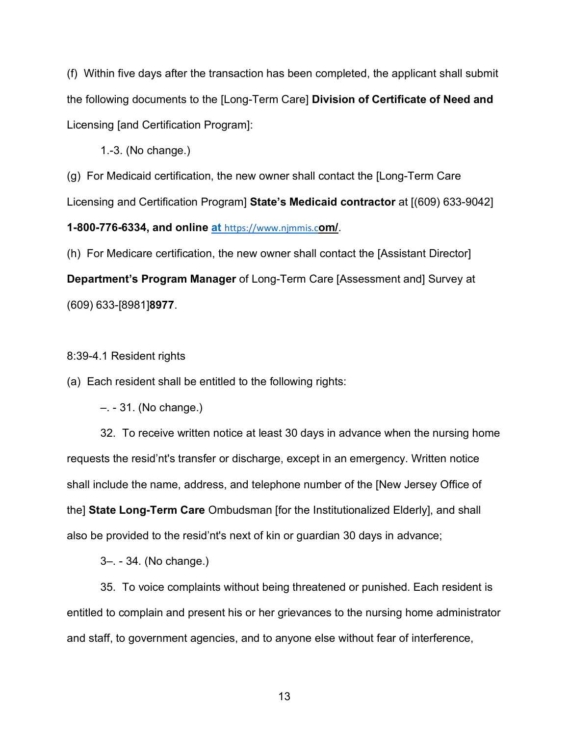(f) Within five days after the transaction has been completed, the applicant shall submit the following documents to the [Long-Term Care] **Division of Certificate of Need and** Licensing [and Certification Program]:

1.-3. (No change.)

(g) For Medicaid certification, the new owner shall contact the [Long-Term Care Licensing and Certification Program] **State's Medicaid contractor** at [(609) 633-9042] **1-800-776-6334, and online at https://www.njmmis.com/**.

(h) For Medicare certification, the new owner shall contact the [Assistant Director] **Department's Program Manager** of Long-Term Care [Assessment and] Survey at (609) 633-[8981]**8977**.

8:39-4.1 Resident rights

(a) Each resident shall be entitled to the following rights:

–. - 31. (No change.)

32. To receive written notice at least 30 days in advance when the nursing home requests the resid'nt's transfer or discharge, except in an emergency. Written notice shall include the name, address, and telephone number of the [New Jersey Office of the] **State Long-Term Care** Ombudsman [for the Institutionalized Elderly], and shall also be provided to the resid'nt's next of kin or guardian 30 days in advance;

3–. - 34. (No change.)

35. To voice complaints without being threatened or punished. Each resident is entitled to complain and present his or her grievances to the nursing home administrator and staff, to government agencies, and to anyone else without fear of interference,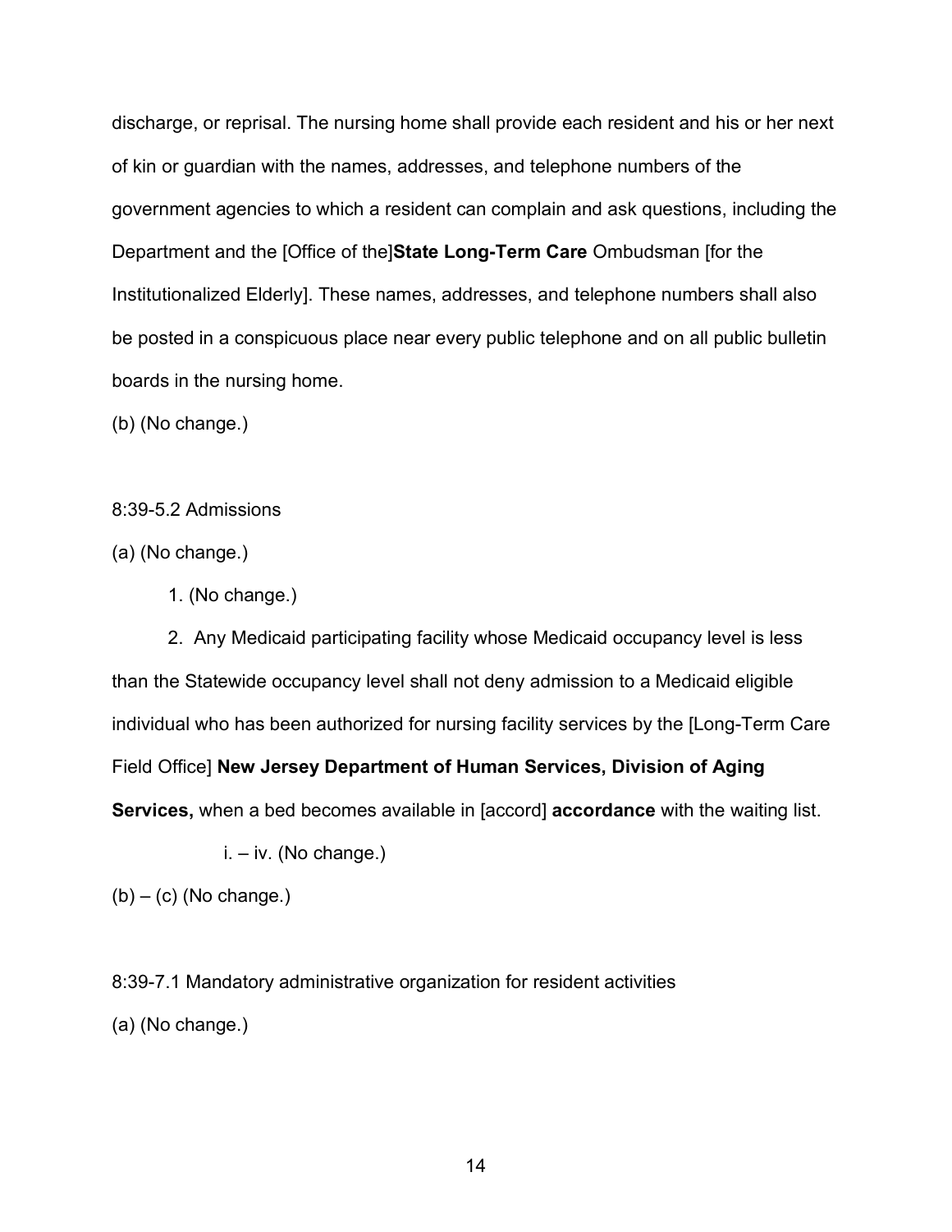discharge, or reprisal. The nursing home shall provide each resident and his or her next of kin or guardian with the names, addresses, and telephone numbers of the government agencies to which a resident can complain and ask questions, including the Department and the [Office of the]**State Long-Term Care** Ombudsman [for the Institutionalized Elderly]. These names, addresses, and telephone numbers shall also be posted in a conspicuous place near every public telephone and on all public bulletin boards in the nursing home.

(b) (No change.)

8:39-5.2 Admissions

(a) (No change.)

1. (No change.)

2. Any Medicaid participating facility whose Medicaid occupancy level is less than the Statewide occupancy level shall not deny admission to a Medicaid eligible individual who has been authorized for nursing facility services by the [Long-Term Care Field Office] **New Jersey Department of Human Services, Division of Aging Services,** when a bed becomes available in [accord] **accordance** with the waiting list.

i. – iv. (No change.)

(b) – (c) (No change.)

8:39-7.1 Mandatory administrative organization for resident activities

(a) (No change.)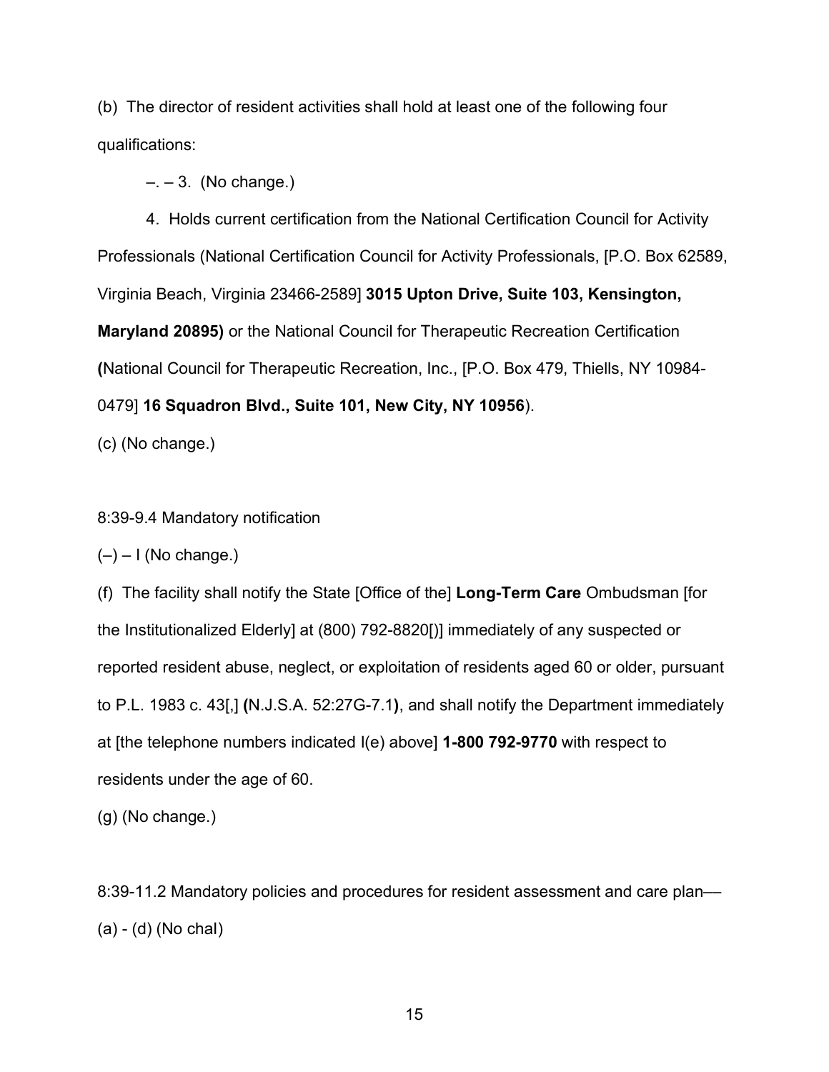(b) The director of resident activities shall hold at least one of the following four qualifications:

–. – 3. (No change.)

4. Holds current certification from the National Certification Council for Activity Professionals (National Certification Council for Activity Professionals, [P.O. Box 62589, Virginia Beach, Virginia 23466-2589] **3015 Upton Drive, Suite 103, Kensington, Maryland 20895)** or the National Council for Therapeutic Recreation Certification **(**National Council for Therapeutic Recreation, Inc., [P.O. Box 479, Thiells, NY 10984-0479] **16 Squadron Blvd., Suite 101, New City, NY 10956**).

(c) (No change.)

8:39-9.4 Mandatory notification

(–) – I (No change.)

(f) The facility shall notify the State [Office of the] **Long-Term Care** Ombudsman [for the Institutionalized Elderly] at (800) 792-8820[)] immediately of any suspected or reported resident abuse, neglect, or exploitation of residents aged 60 or older, pursuant to P.L. 1983 c. 43[,] **(**N.J.S.A. 52:27G-7.1**)**, and shall notify the Department immediately at [the telephone numbers indicated I(e) above] **1-800 792-9770** with respect to residents under the age of 60.

(g) (No change.)

8:39-11.2 Mandatory policies and procedures for resident assessment and care plan––

(a) - (d) (No chal)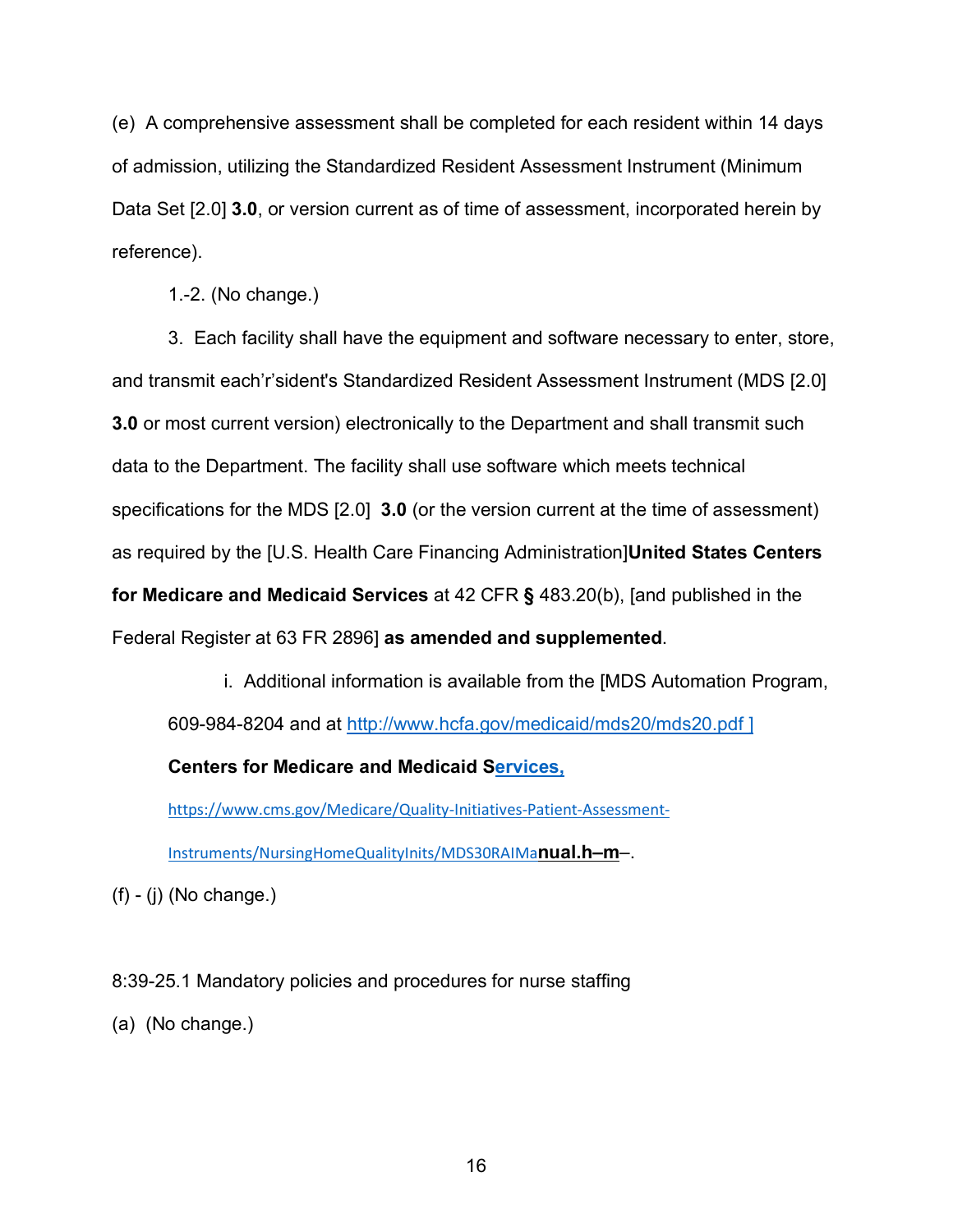(e) A comprehensive assessment shall be completed for each resident within 14 days of admission, utilizing the Standardized Resident Assessment Instrument (Minimum Data Set [2.0] **3.0**, or version current as of time of assessment, incorporated herein by reference).

1.-2. (No change.)

3. Each facility shall have the equipment and software necessary to enter, store, and transmit each'r'sident's Standardized Resident Assessment Instrument (MDS [2.0] **3.0** or most current version) electronically to the Department and shall transmit such data to the Department. The facility shall use software which meets technical specifications for the MDS [2.0] **3.0** (or the version current at the time of assessment) as required by the [U.S. Health Care Financing Administration]**United States Centers for Medicare and Medicaid Services** at 42 CFR **§** 483.20(b), [and published in the Federal Register at 63 FR 2896] **as amended and supplemented**.

i. Additional information is available from the [MDS Automation Program, 609-984-8204 and at http://www.hcfa.gov/medicaid/mds20/mds20.pdf ] **Centers for Medicare and Medicaid Services, https://www.cms.gov/Medicare/Quality-Initiatives-Patient-Assessment-Instruments/NursingHomeQualityInits/MDS30RAIManual.h–m**–.

(f) - (j) (No change.)

8:39-25.1 Mandatory policies and procedures for nurse staffing

(a) (No change.)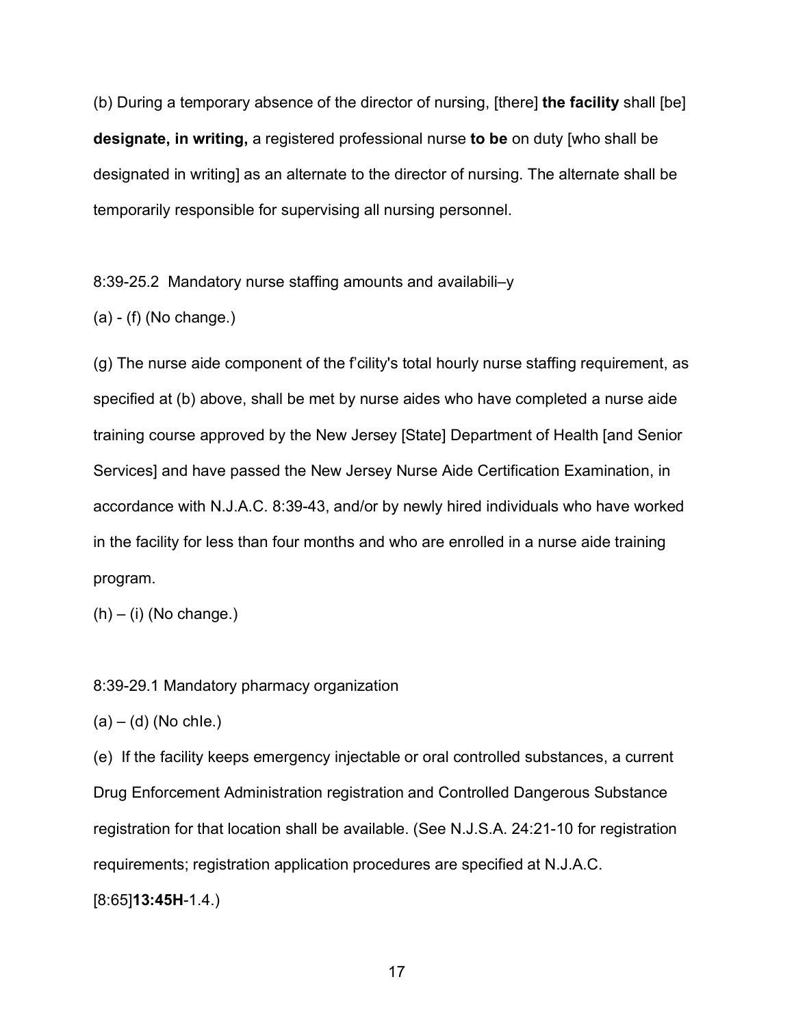(b) During a temporary absence of the director of nursing, [there] **the facility** shall [be] **designate, in writing,** a registered professional nurse **to be** on duty [who shall be designated in writing] as an alternate to the director of nursing. The alternate shall be temporarily responsible for supervising all nursing personnel.

8:39-25.2 Mandatory nurse staffing amounts and availabili–y

(a) - (f) (No change.)

(g) The nurse aide component of the f'cility's total hourly nurse staffing requirement, as specified at (b) above, shall be met by nurse aides who have completed a nurse aide training course approved by the New Jersey [State] Department of Health [and Senior Services] and have passed the New Jersey Nurse Aide Certification Examination, in accordance with N.J.A.C. 8:39-43, and/or by newly hired individuals who have worked in the facility for less than four months and who are enrolled in a nurse aide training program.

(h) – (i) (No change.)

8:39-29.1 Mandatory pharmacy organization

(a) – (d) (No chIe.)

(e) If the facility keeps emergency injectable or oral controlled substances, a current Drug Enforcement Administration registration and Controlled Dangerous Substance registration for that location shall be available. (See N.J.S.A. 24:21-10 for registration requirements; registration application procedures are specified at N.J.A.C. [8:65]**13:45H**-1.4.)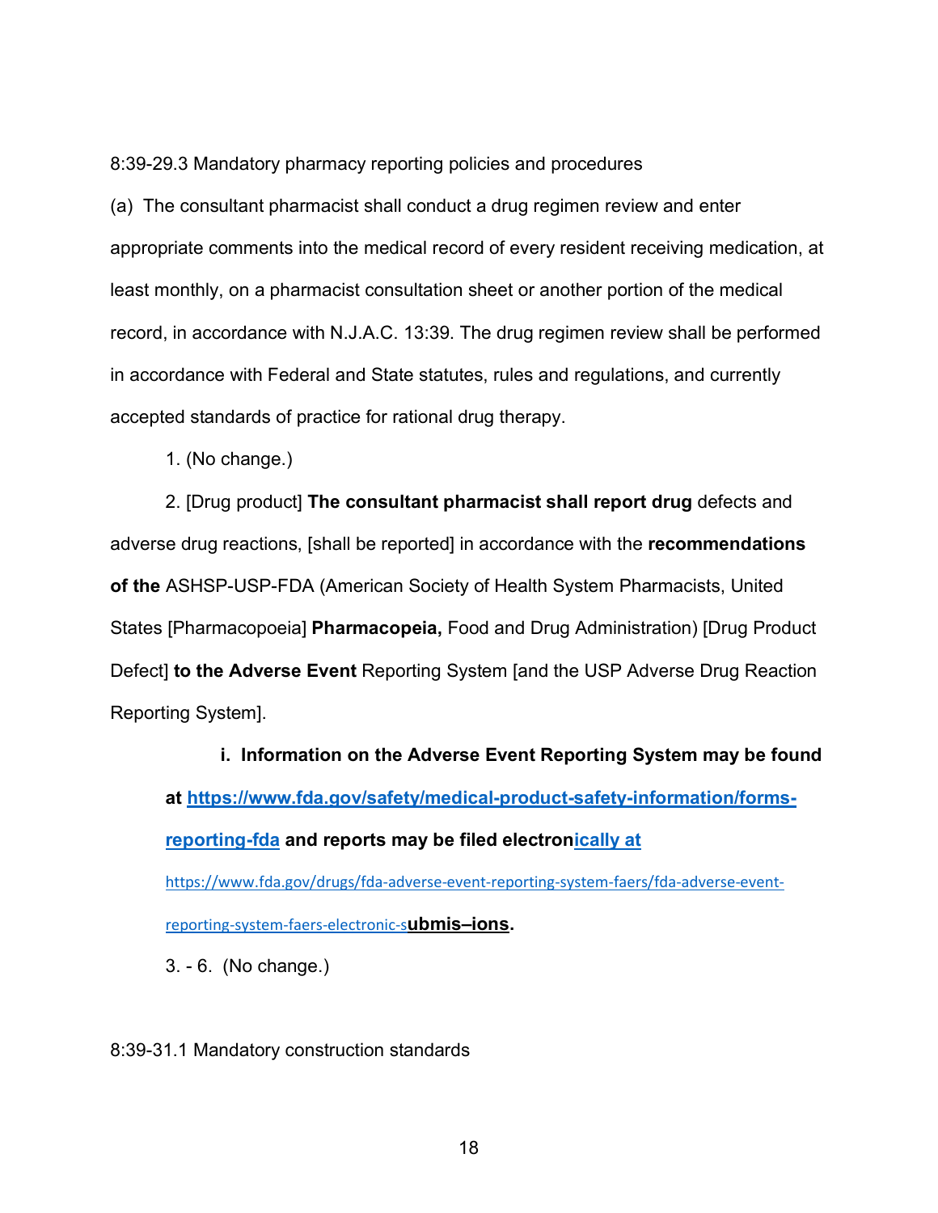8:39-29.3 Mandatory pharmacy reporting policies and procedures

(a) The consultant pharmacist shall conduct a drug regimen review and enter appropriate comments into the medical record of every resident receiving medication, at least monthly, on a pharmacist consultation sheet or another portion of the medical record, in accordance with N.J.A.C. 13:39. The drug regimen review shall be performed in accordance with Federal and State statutes, rules and regulations, and currently accepted standards of practice for rational drug therapy.

1. (No change.)

2. [Drug product] **The consultant pharmacist shall report drug** defects and adverse drug reactions, [shall be reported] in accordance with the **recommendations of the** ASHSP-USP-FDA (American Society of Health System Pharmacists, United States [Pharmacopoeia] **Pharmacopeia,** Food and Drug Administration) [Drug Product Defect] **to the Adverse Event** Reporting System [and the USP Adverse Drug Reaction Reporting System].

i. **Information on the Adverse Event Reporting System may be found at https://www.fda.gov/safety/medical-product-safety-information/forms-reporting-fda and reports may be filed electronically at https://www.fda.gov/drugs/fda-adverse-event-reporting-system-faers/fda-adverse-event-reporting-system-faers-electronic-submis–ions.**

3. - 6. (No change.)

8:39-31.1 Mandatory construction standards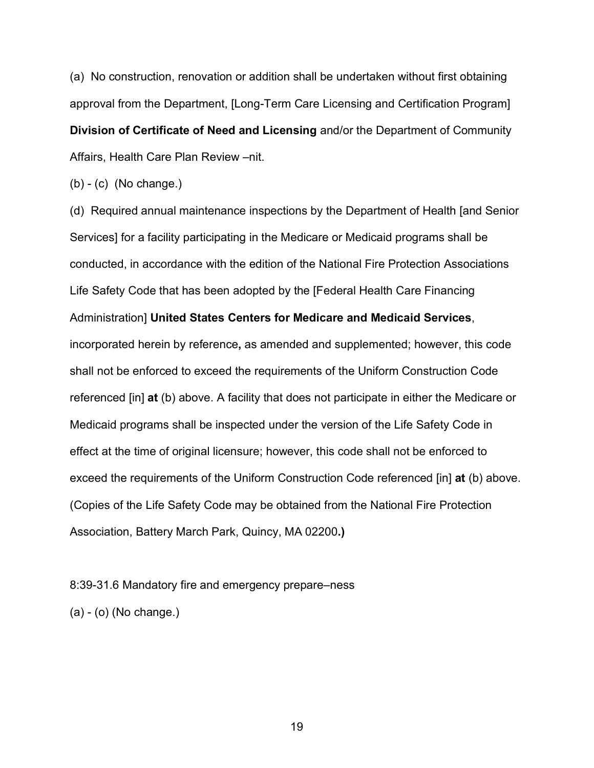(a) No construction, renovation or addition shall be undertaken without first obtaining approval from the Department, [Long-Term Care Licensing and Certification Program] **Division of Certificate of Need and Licensing** and/or the Department of Community Affairs, Health Care Plan Review –nit.

(b) - (c) (No change.)

(d) Required annual maintenance inspections by the Department of Health [and Senior Services] for a facility participating in the Medicare or Medicaid programs shall be conducted, in accordance with the edition of the National Fire Protection Associations Life Safety Code that has been adopted by the [Federal Health Care Financing Administration] **United States Centers for Medicare and Medicaid Services**, incorporated herein by reference**,** as amended and supplemented; however, this code shall not be enforced to exceed the requirements of the Uniform Construction Code referenced [in] **at** (b) above. A facility that does not participate in either the Medicare or Medicaid programs shall be inspected under the version of the Life Safety Code in effect at the time of original licensure; however, this code shall not be enforced to exceed the requirements of the Uniform Construction Code referenced [in] **at** (b) above. (Copies of the Life Safety Code may be obtained from the National Fire Protection Association, Battery March Park, Quincy, MA 02200**.)**

8:39-31.6 Mandatory fire and emergency prepare–ness

(a) - (o) (No change.)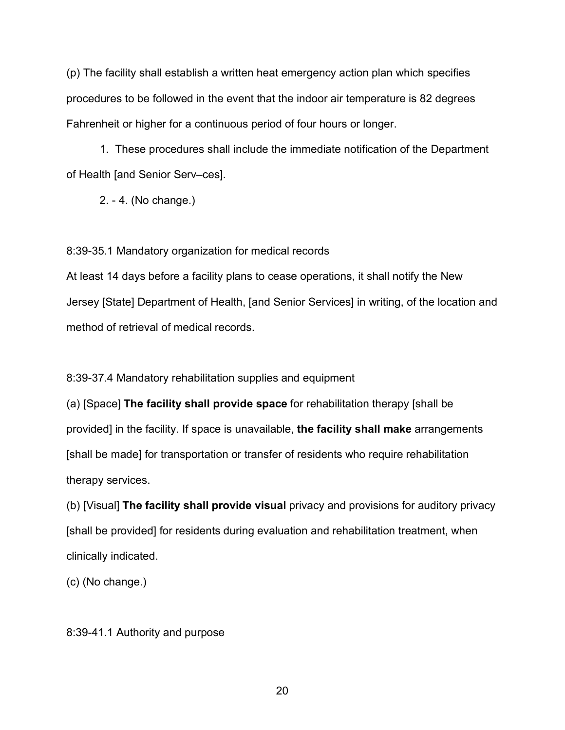(p) The facility shall establish a written heat emergency action plan which specifies procedures to be followed in the event that the indoor air temperature is 82 degrees Fahrenheit or higher for a continuous period of four hours or longer.

1. These procedures shall include the immediate notification of the Department of Health [and Senior Serv–ces].

2. - 4. (No change.)

8:39-35.1 Mandatory organization for medical records

At least 14 days before a facility plans to cease operations, it shall notify the New Jersey [State] Department of Health, [and Senior Services] in writing, of the location and method of retrieval of medical records.

8:39-37.4 Mandatory rehabilitation supplies and equipment

(a) [Space] **The facility shall provide space** for rehabilitation therapy [shall be provided] in the facility. If space is unavailable, **the facility shall make** arrangements [shall be made] for transportation or transfer of residents who require rehabilitation therapy services.

(b) [Visual] **The facility shall provide visual** privacy and provisions for auditory privacy [shall be provided] for residents during evaluation and rehabilitation treatment, when clinically indicated.

(c) (No change.)

8:39-41.1 Authority and purpose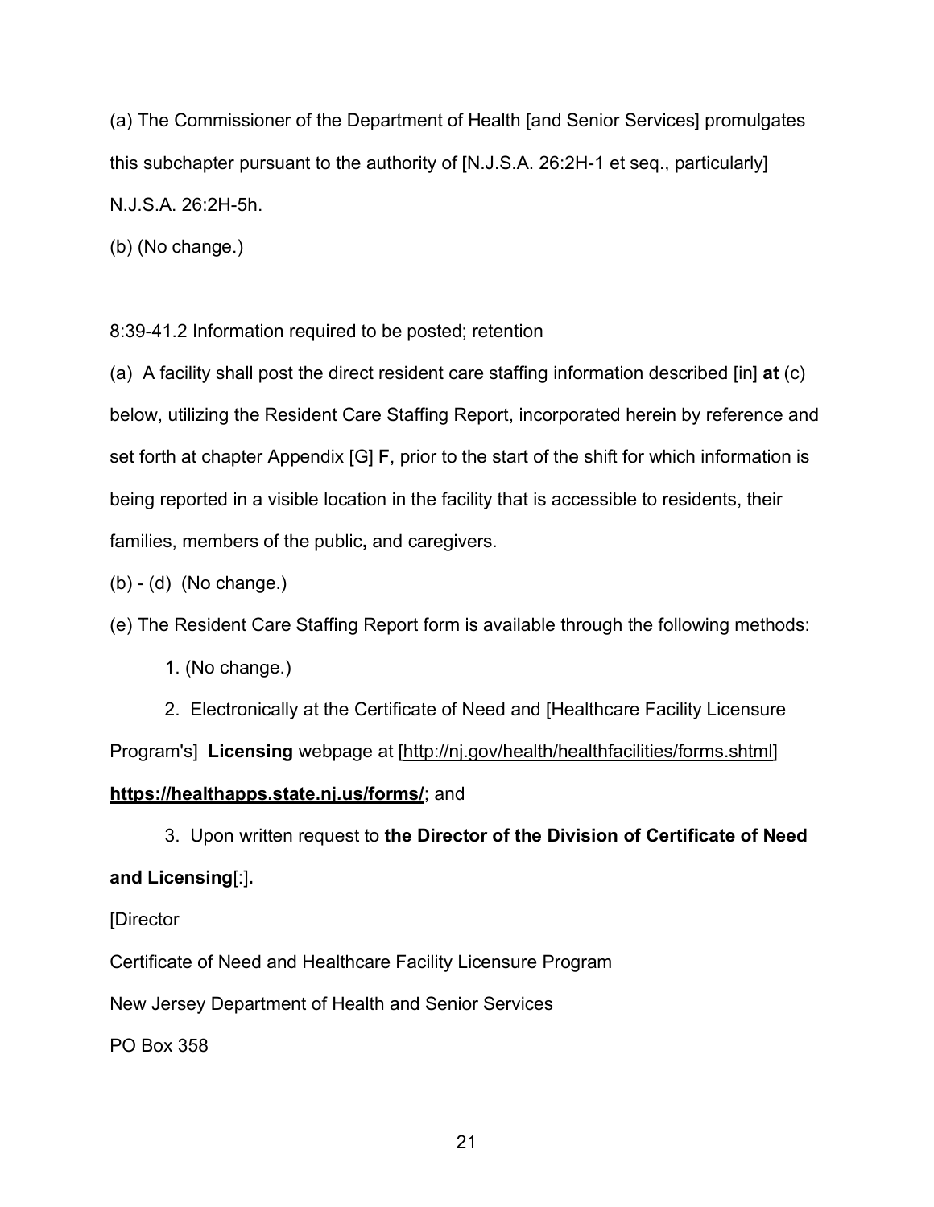(a) The Commissioner of the Department of Health [and Senior Services] promulgates this subchapter pursuant to the authority of [N.J.S.A. 26:2H-1 et seq., particularly] N.J.S.A. 26:2H-5h.

(b) (No change.)

8:39-41.2 Information required to be posted; retention

(a) A facility shall post the direct resident care staffing information described [in] **at** (c) below, utilizing the Resident Care Staffing Report, incorporated herein by reference and set forth at chapter Appendix [G] **F**, prior to the start of the shift for which information is being reported in a visible location in the facility that is accessible to residents, their families, members of the public**,** and caregivers.

(b) - (d) (No change.)

(e) The Resident Care Staffing Report form is available through the following methods:

1. (No change.)

2. Electronically at the Certificate of Need and [Healthcare Facility Licensure Program's] **Licensing** webpage at [http://nj.gov/health/healthfacilities/forms.shtml] **https://healthapps.state.nj.us/forms/**; and

3. Upon written request to **the Director of the Division of Certificate of Need and Licensing**[:]**.**

[Director

Certificate of Need and Healthcare Facility Licensure Program

New Jersey Department of Health and Senior Services

PO Box 358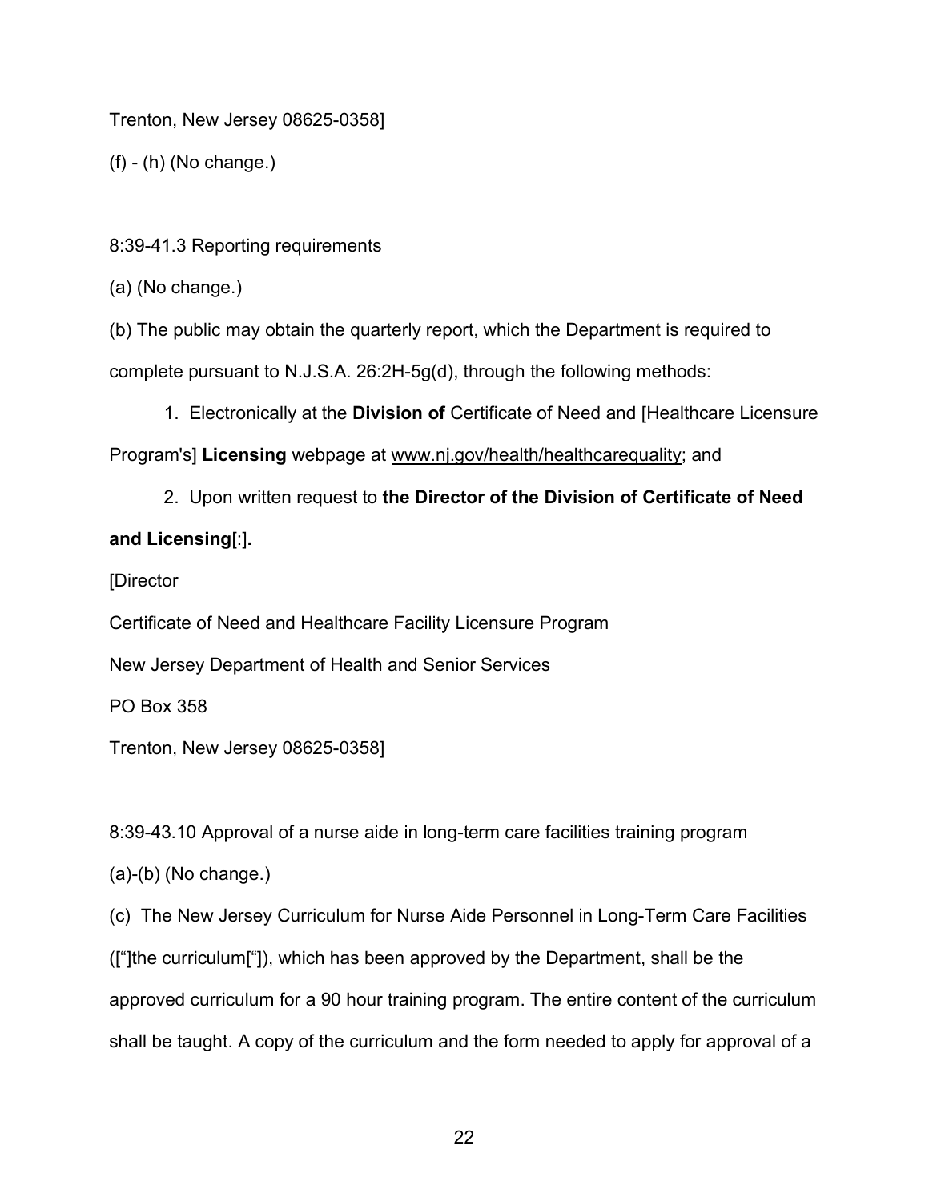Trenton, New Jersey 08625-0358]

(f) - (h) (No change.)

8:39-41.3 Reporting requirements

(a) (No change.)

(b) The public may obtain the quarterly report, which the Department is required to complete pursuant to N.J.S.A. 26:2H-5g(d), through the following methods:

1. Electronically at the **Division of** Certificate of Need and [Healthcare Licensure Program's] **Licensing** webpage at www.nj.gov/health/healthcarequality; and

2. Upon written request to **the Director of the Division of Certificate of Need and Licensing**[:]**.**

[Director

Certificate of Need and Healthcare Facility Licensure Program

New Jersey Department of Health and Senior Services

PO Box 358

Trenton, New Jersey 08625-0358]

8:39-43.10 Approval of a nurse aide in long-term care facilities training program

(a)-(b) (No change.)

(c) The New Jersey Curriculum for Nurse Aide Personnel in Long-Term Care Facilities ([“]the curriculum[“]), which has been approved by the Department, shall be the approved curriculum for a 90 hour training program. The entire content of the curriculum shall be taught. A copy of the curriculum and the form needed to apply for approval of a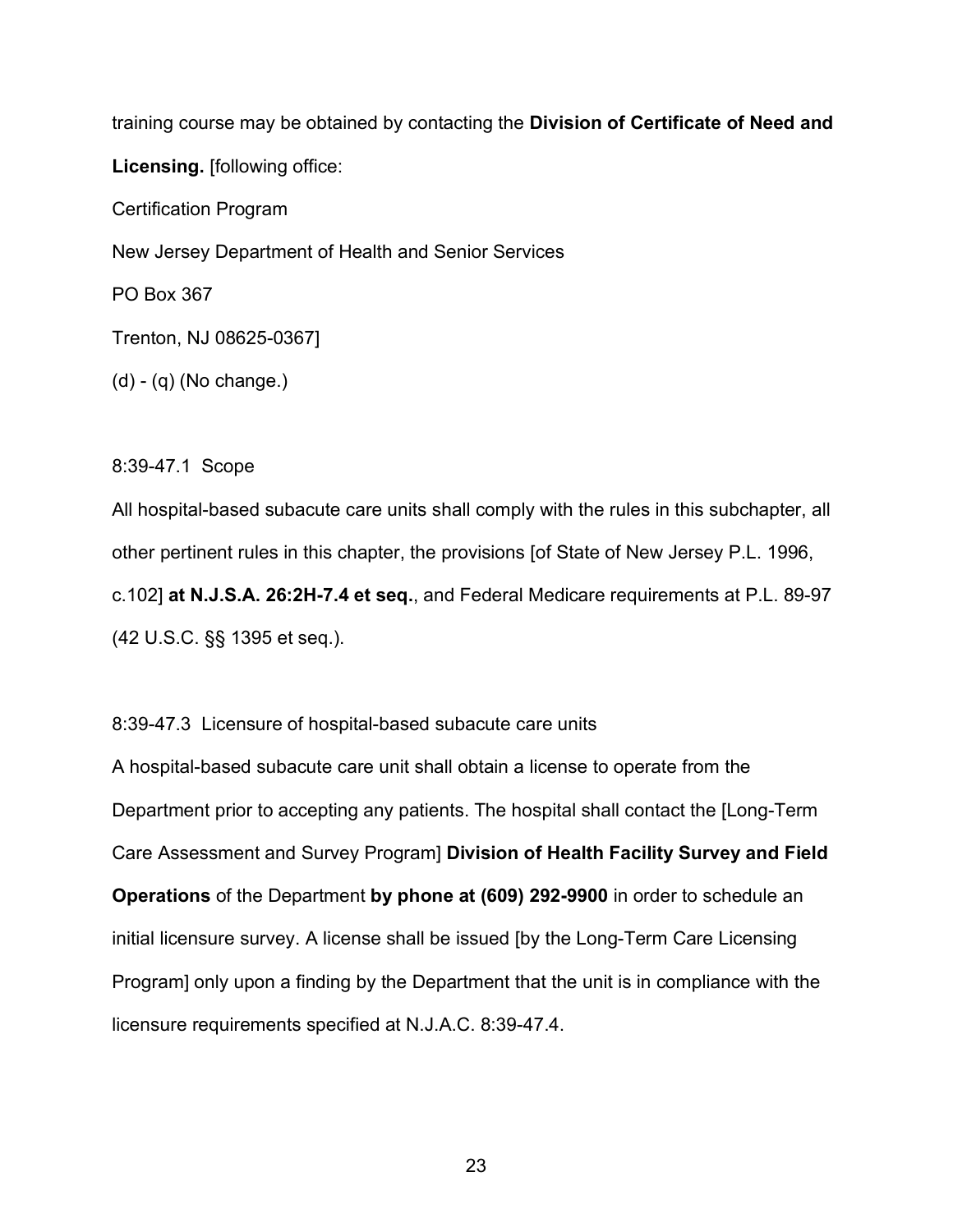training course may be obtained by contacting the **Division of Certificate of Need and Licensing.** [following office:

Certification Program

New Jersey Department of Health and Senior Services

PO Box 367

Trenton, NJ 08625-0367]

(d) - (q) (No change.)

8:39-47.1 Scope

All hospital-based subacute care units shall comply with the rules in this subchapter, all other pertinent rules in this chapter, the provisions [of State of New Jersey P.L. 1996, c.102] **at N.J.S.A. 26:2H-7.4 et seq.**, and Federal Medicare requirements at P.L. 89-97 (42 U.S.C. §§ 1395 et seq.).

8:39-47.3 Licensure of hospital-based subacute care units

A hospital-based subacute care unit shall obtain a license to operate from the Department prior to accepting any patients. The hospital shall contact the [Long-Term Care Assessment and Survey Program] **Division of Health Facility Survey and Field Operations** of the Department **by phone at (609) 292-9900** in order to schedule an initial licensure survey. A license shall be issued [by the Long-Term Care Licensing Program] only upon a finding by the Department that the unit is in compliance with the licensure requirements specified at N.J.A.C. 8:39-47.4.